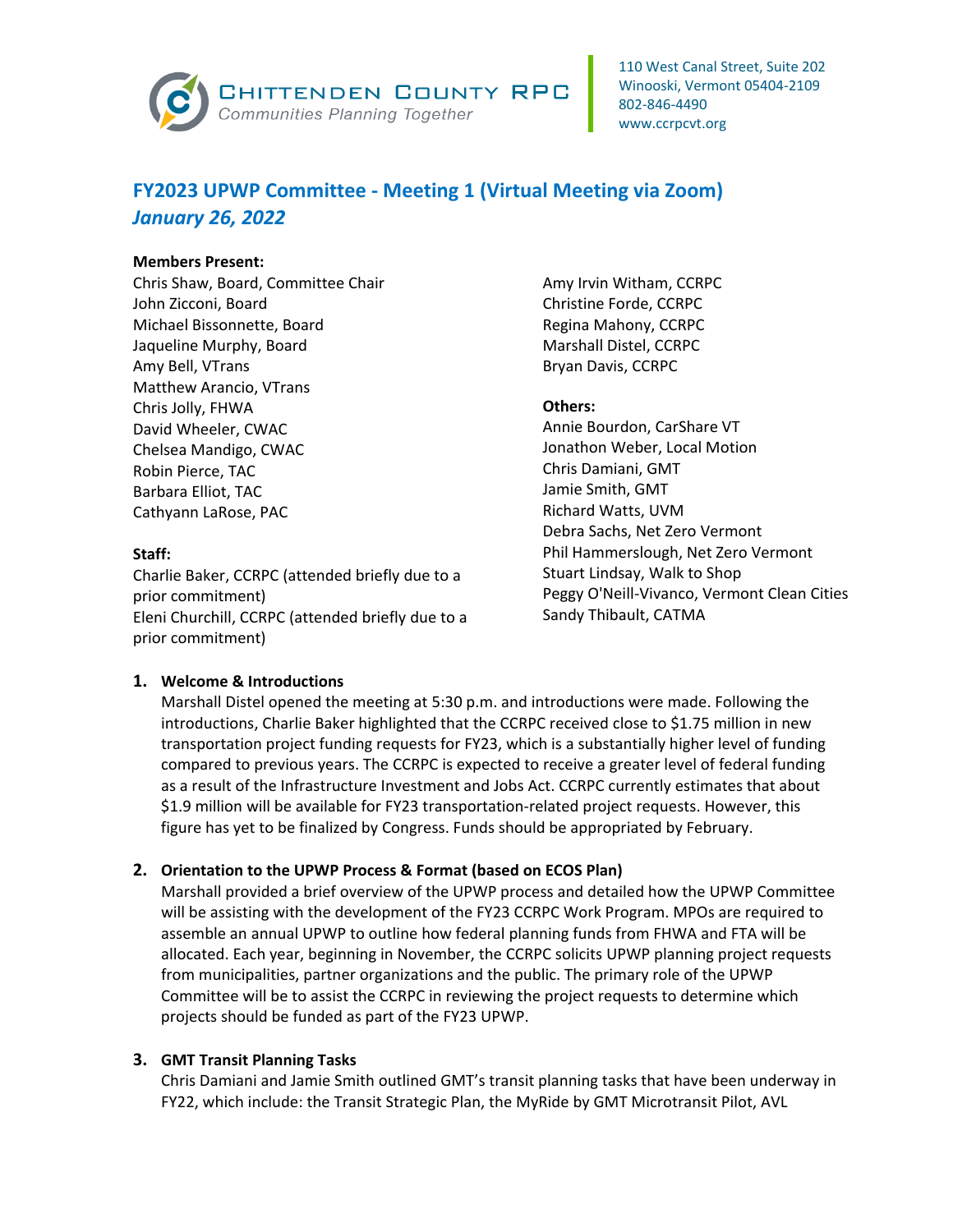# FY2023 UPWP Committee - Meeting 1 (Virtual Meeting via Zoom)

***January 26, 2022***

**Members Present:**
Chris Shaw, Board, Committee Chair
John Zicconi, Board
Michael Bissonnette, Board
Jaqueline Murphy, Board
Amy Bell, VTrans
Matthew Arancio, VTrans
Chris Jolly, FHWA
David Wheeler, CWAC
Chelsea Mandigo, CWAC
Robin Pierce, TAC
Barbara Elliot, TAC
Cathyann LaRose, PAC

**Staff:**
Charlie Baker, CCRPC (attended briefly due to a prior commitment)
Eleni Churchill, CCRPC (attended briefly due to a prior commitment)
Amy Irvin Witham, CCRPC
Christine Forde, CCRPC
Regina Mahony, CCRPC
Marshall Distel, CCRPC
Bryan Davis, CCRPC

**Others:**
Annie Bourdon, CarShare VT
Jonathon Weber, Local Motion
Chris Damiani, GMT
Jamie Smith, GMT
Richard Watts, UVM
Debra Sachs, Net Zero Vermont
Phil Hammerslough, Net Zero Vermont
Stuart Lindsay, Walk to Shop
Peggy O'Neill-Vivanco, Vermont Clean Cities
Sandy Thibault, CATMA

1. **Welcome & Introductions**
   Marshall Distel opened the meeting at 5:30 p.m. and introductions were made. Following the introductions, Charlie Baker highlighted that the CCRPC received close to $1.75 million in new transportation project funding requests for FY23, which is a substantially higher level of funding compared to previous years. The CCRPC is expected to receive a greater level of federal funding as a result of the Infrastructure Investment and Jobs Act. CCRPC currently estimates that about $1.9 million will be available for FY23 transportation-related project requests. However, this figure has yet to be finalized by Congress. Funds should be appropriated by February.

2. **Orientation to the UPWP Process & Format (based on ECOS Plan)**
   Marshall provided a brief overview of the UPWP process and detailed how the UPWP Committee will be assisting with the development of the FY23 CCRPC Work Program. MPOs are required to assemble an annual UPWP to outline how federal planning funds from FHWA and FTA will be allocated. Each year, beginning in November, the CCRPC solicits UPWP planning project requests from municipalities, partner organizations and the public. The primary role of the UPWP Committee will be to assist the CCRPC in reviewing the project requests to determine which projects should be funded as part of the FY23 UPWP.

3. **GMT Transit Planning Tasks**
   Chris Damiani and Jamie Smith outlined GMT's transit planning tasks that have been underway in FY22, which include: the Transit Strategic Plan, the MyRide by GMT Microtransit Pilot, AVL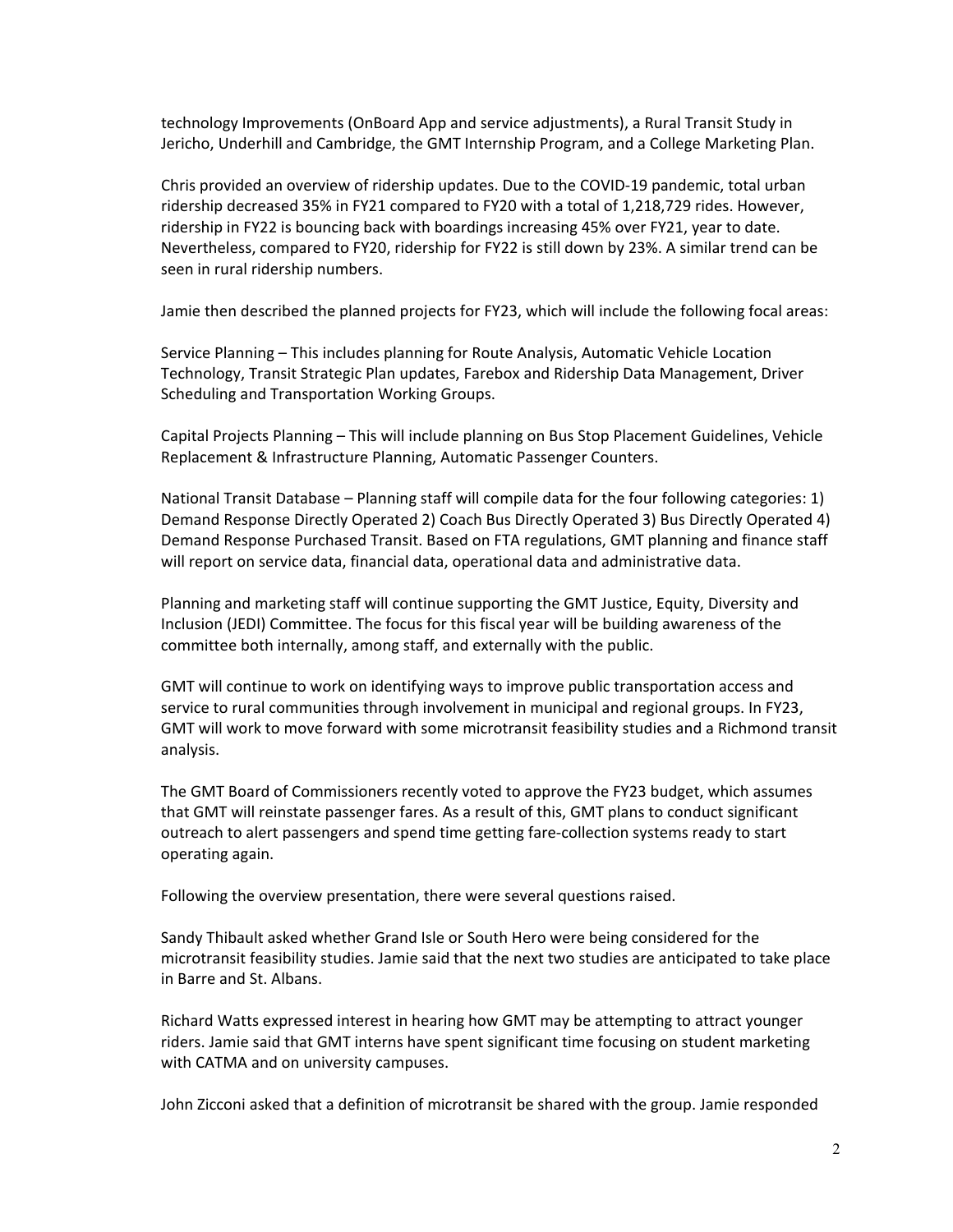technology Improvements (OnBoard App and service adjustments), a Rural Transit Study in Jericho, Underhill and Cambridge, the GMT Internship Program, and a College Marketing Plan.

Chris provided an overview of ridership updates. Due to the COVID-19 pandemic, total urban ridership decreased 35% in FY21 compared to FY20 with a total of 1,218,729 rides. However, ridership in FY22 is bouncing back with boardings increasing 45% over FY21, year to date. Nevertheless, compared to FY20, ridership for FY22 is still down by 23%. A similar trend can be seen in rural ridership numbers.

Jamie then described the planned projects for FY23, which will include the following focal areas:

Service Planning – This includes planning for Route Analysis, Automatic Vehicle Location Technology, Transit Strategic Plan updates, Farebox and Ridership Data Management, Driver Scheduling and Transportation Working Groups.

Capital Projects Planning – This will include planning on Bus Stop Placement Guidelines, Vehicle Replacement & Infrastructure Planning, Automatic Passenger Counters.

National Transit Database – Planning staff will compile data for the four following categories: 1) Demand Response Directly Operated 2) Coach Bus Directly Operated 3) Bus Directly Operated 4) Demand Response Purchased Transit. Based on FTA regulations, GMT planning and finance staff will report on service data, financial data, operational data and administrative data.

Planning and marketing staff will continue supporting the GMT Justice, Equity, Diversity and Inclusion (JEDI) Committee. The focus for this fiscal year will be building awareness of the committee both internally, among staff, and externally with the public.

GMT will continue to work on identifying ways to improve public transportation access and service to rural communities through involvement in municipal and regional groups. In FY23, GMT will work to move forward with some microtransit feasibility studies and a Richmond transit analysis.

The GMT Board of Commissioners recently voted to approve the FY23 budget, which assumes that GMT will reinstate passenger fares. As a result of this, GMT plans to conduct significant outreach to alert passengers and spend time getting fare-collection systems ready to start operating again.

Following the overview presentation, there were several questions raised.

Sandy Thibault asked whether Grand Isle or South Hero were being considered for the microtransit feasibility studies. Jamie said that the next two studies are anticipated to take place in Barre and St. Albans.

Richard Watts expressed interest in hearing how GMT may be attempting to attract younger riders. Jamie said that GMT interns have spent significant time focusing on student marketing with CATMA and on university campuses.

John Zicconi asked that a definition of microtransit be shared with the group. Jamie responded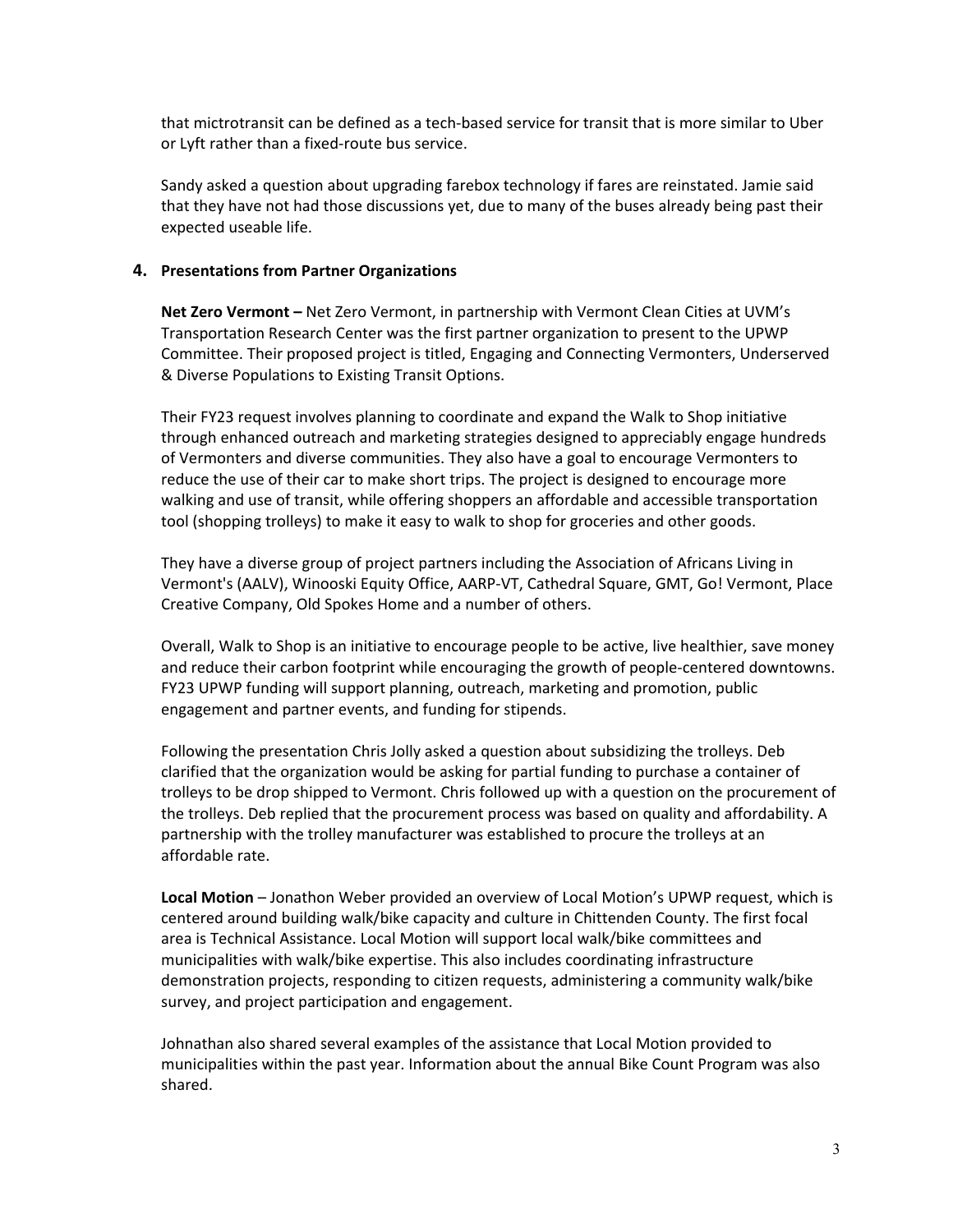that mictrotransit can be defined as a tech-based service for transit that is more similar to Uber or Lyft rather than a fixed-route bus service.

Sandy asked a question about upgrading farebox technology if fares are reinstated. Jamie said that they have not had those discussions yet, due to many of the buses already being past their expected useable life.

## 4. Presentations from Partner Organizations

**Net Zero Vermont –** Net Zero Vermont, in partnership with Vermont Clean Cities at UVM's Transportation Research Center was the first partner organization to present to the UPWP Committee. Their proposed project is titled, Engaging and Connecting Vermonters, Underserved & Diverse Populations to Existing Transit Options.

Their FY23 request involves planning to coordinate and expand the Walk to Shop initiative through enhanced outreach and marketing strategies designed to appreciably engage hundreds of Vermonters and diverse communities. They also have a goal to encourage Vermonters to reduce the use of their car to make short trips. The project is designed to encourage more walking and use of transit, while offering shoppers an affordable and accessible transportation tool (shopping trolleys) to make it easy to walk to shop for groceries and other goods.

They have a diverse group of project partners including the Association of Africans Living in Vermont's (AALV), Winooski Equity Office, AARP-VT, Cathedral Square, GMT, Go! Vermont, Place Creative Company, Old Spokes Home and a number of others.

Overall, Walk to Shop is an initiative to encourage people to be active, live healthier, save money and reduce their carbon footprint while encouraging the growth of people-centered downtowns. FY23 UPWP funding will support planning, outreach, marketing and promotion, public engagement and partner events, and funding for stipends.

Following the presentation Chris Jolly asked a question about subsidizing the trolleys. Deb clarified that the organization would be asking for partial funding to purchase a container of trolleys to be drop shipped to Vermont. Chris followed up with a question on the procurement of the trolleys. Deb replied that the procurement process was based on quality and affordability. A partnership with the trolley manufacturer was established to procure the trolleys at an affordable rate.

**Local Motion** – Jonathon Weber provided an overview of Local Motion's UPWP request, which is centered around building walk/bike capacity and culture in Chittenden County. The first focal area is Technical Assistance. Local Motion will support local walk/bike committees and municipalities with walk/bike expertise. This also includes coordinating infrastructure demonstration projects, responding to citizen requests, administering a community walk/bike survey, and project participation and engagement.

Johnathan also shared several examples of the assistance that Local Motion provided to municipalities within the past year. Information about the annual Bike Count Program was also shared.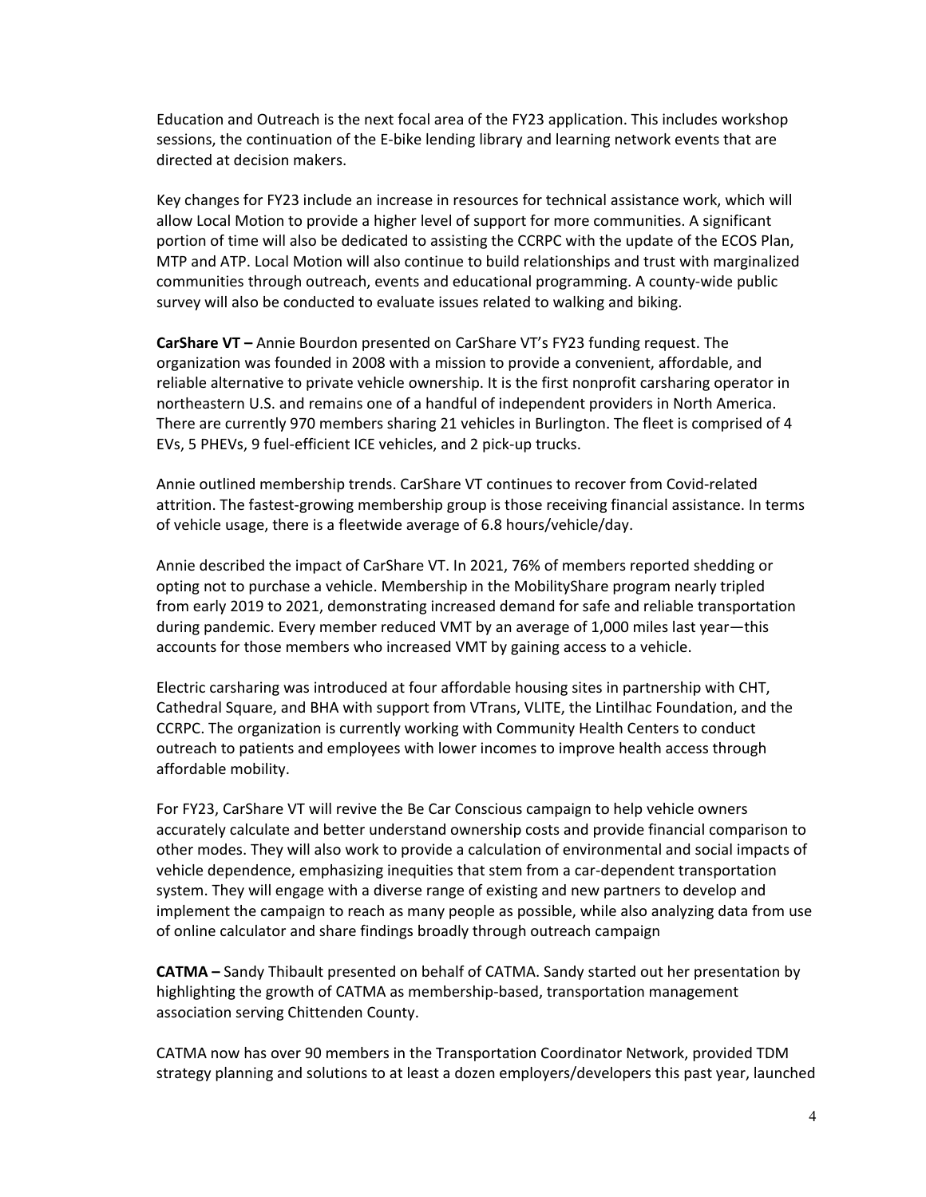Education and Outreach is the next focal area of the FY23 application. This includes workshop sessions, the continuation of the E-bike lending library and learning network events that are directed at decision makers.

Key changes for FY23 include an increase in resources for technical assistance work, which will allow Local Motion to provide a higher level of support for more communities. A significant portion of time will also be dedicated to assisting the CCRPC with the update of the ECOS Plan, MTP and ATP. Local Motion will also continue to build relationships and trust with marginalized communities through outreach, events and educational programming. A county-wide public survey will also be conducted to evaluate issues related to walking and biking.

**CarShare VT –** Annie Bourdon presented on CarShare VT's FY23 funding request. The organization was founded in 2008 with a mission to provide a convenient, affordable, and reliable alternative to private vehicle ownership. It is the first nonprofit carsharing operator in northeastern U.S. and remains one of a handful of independent providers in North America. There are currently 970 members sharing 21 vehicles in Burlington. The fleet is comprised of 4 EVs, 5 PHEVs, 9 fuel-efficient ICE vehicles, and 2 pick-up trucks.

Annie outlined membership trends. CarShare VT continues to recover from Covid-related attrition. The fastest-growing membership group is those receiving financial assistance. In terms of vehicle usage, there is a fleetwide average of 6.8 hours/vehicle/day.

Annie described the impact of CarShare VT. In 2021, 76% of members reported shedding or opting not to purchase a vehicle. Membership in the MobilityShare program nearly tripled from early 2019 to 2021, demonstrating increased demand for safe and reliable transportation during pandemic. Every member reduced VMT by an average of 1,000 miles last year—this accounts for those members who increased VMT by gaining access to a vehicle.

Electric carsharing was introduced at four affordable housing sites in partnership with CHT, Cathedral Square, and BHA with support from VTrans, VLITE, the Lintilhac Foundation, and the CCRPC. The organization is currently working with Community Health Centers to conduct outreach to patients and employees with lower incomes to improve health access through affordable mobility.

For FY23, CarShare VT will revive the Be Car Conscious campaign to help vehicle owners accurately calculate and better understand ownership costs and provide financial comparison to other modes. They will also work to provide a calculation of environmental and social impacts of vehicle dependence, emphasizing inequities that stem from a car-dependent transportation system. They will engage with a diverse range of existing and new partners to develop and implement the campaign to reach as many people as possible, while also analyzing data from use of online calculator and share findings broadly through outreach campaign

**CATMA –** Sandy Thibault presented on behalf of CATMA. Sandy started out her presentation by highlighting the growth of CATMA as membership-based, transportation management association serving Chittenden County.

CATMA now has over 90 members in the Transportation Coordinator Network, provided TDM strategy planning and solutions to at least a dozen employers/developers this past year, launched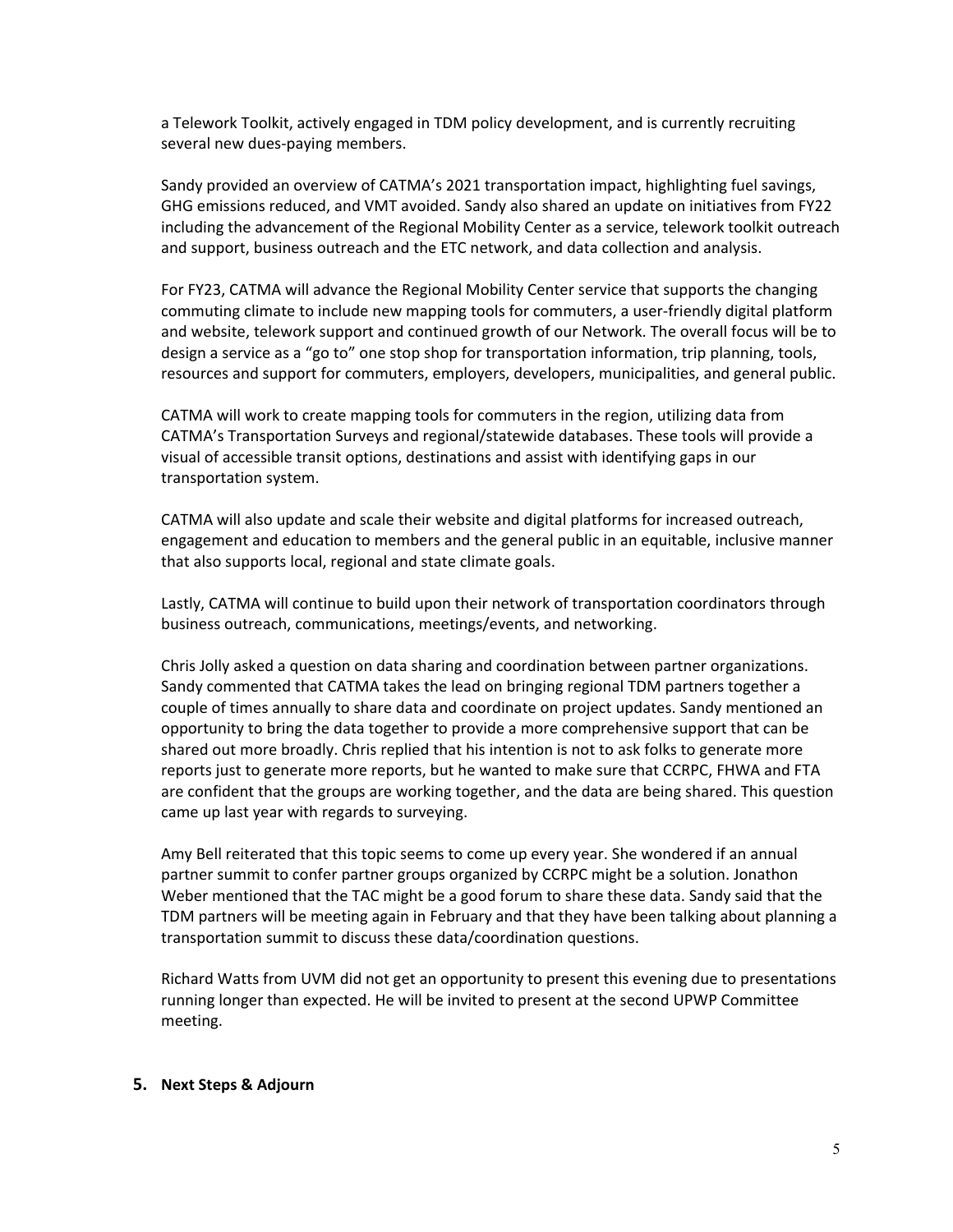a Telework Toolkit, actively engaged in TDM policy development, and is currently recruiting several new dues-paying members.

Sandy provided an overview of CATMA's 2021 transportation impact, highlighting fuel savings, GHG emissions reduced, and VMT avoided. Sandy also shared an update on initiatives from FY22 including the advancement of the Regional Mobility Center as a service, telework toolkit outreach and support, business outreach and the ETC network, and data collection and analysis.

For FY23, CATMA will advance the Regional Mobility Center service that supports the changing commuting climate to include new mapping tools for commuters, a user-friendly digital platform and website, telework support and continued growth of our Network. The overall focus will be to design a service as a "go to" one stop shop for transportation information, trip planning, tools, resources and support for commuters, employers, developers, municipalities, and general public.

CATMA will work to create mapping tools for commuters in the region, utilizing data from CATMA's Transportation Surveys and regional/statewide databases. These tools will provide a visual of accessible transit options, destinations and assist with identifying gaps in our transportation system.

CATMA will also update and scale their website and digital platforms for increased outreach, engagement and education to members and the general public in an equitable, inclusive manner that also supports local, regional and state climate goals.

Lastly, CATMA will continue to build upon their network of transportation coordinators through business outreach, communications, meetings/events, and networking.

Chris Jolly asked a question on data sharing and coordination between partner organizations. Sandy commented that CATMA takes the lead on bringing regional TDM partners together a couple of times annually to share data and coordinate on project updates. Sandy mentioned an opportunity to bring the data together to provide a more comprehensive support that can be shared out more broadly. Chris replied that his intention is not to ask folks to generate more reports just to generate more reports, but he wanted to make sure that CCRPC, FHWA and FTA are confident that the groups are working together, and the data are being shared. This question came up last year with regards to surveying.

Amy Bell reiterated that this topic seems to come up every year. She wondered if an annual partner summit to confer partner groups organized by CCRPC might be a solution. Jonathon Weber mentioned that the TAC might be a good forum to share these data. Sandy said that the TDM partners will be meeting again in February and that they have been talking about planning a transportation summit to discuss these data/coordination questions.

Richard Watts from UVM did not get an opportunity to present this evening due to presentations running longer than expected. He will be invited to present at the second UPWP Committee meeting.

## 5. Next Steps & Adjourn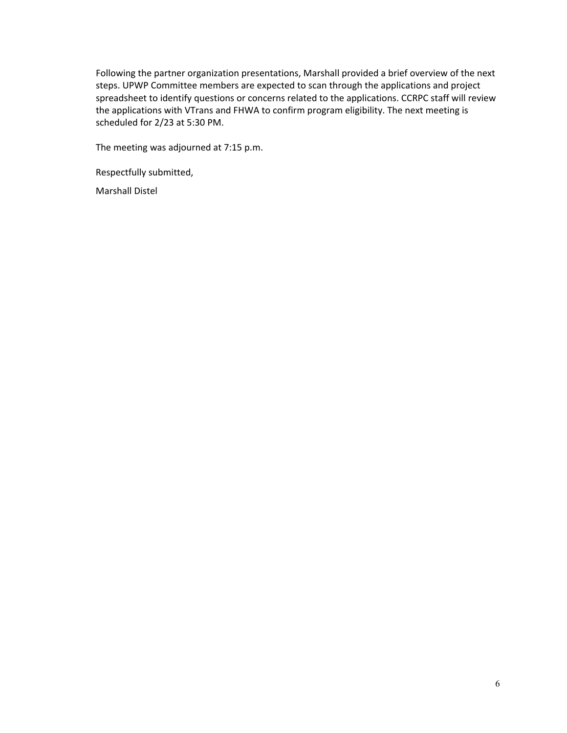Following the partner organization presentations, Marshall provided a brief overview of the next steps. UPWP Committee members are expected to scan through the applications and project spreadsheet to identify questions or concerns related to the applications. CCRPC staff will review the applications with VTrans and FHWA to confirm program eligibility. The next meeting is scheduled for 2/23 at 5:30 PM.

The meeting was adjourned at 7:15 p.m.

Respectfully submitted,

Marshall Distel